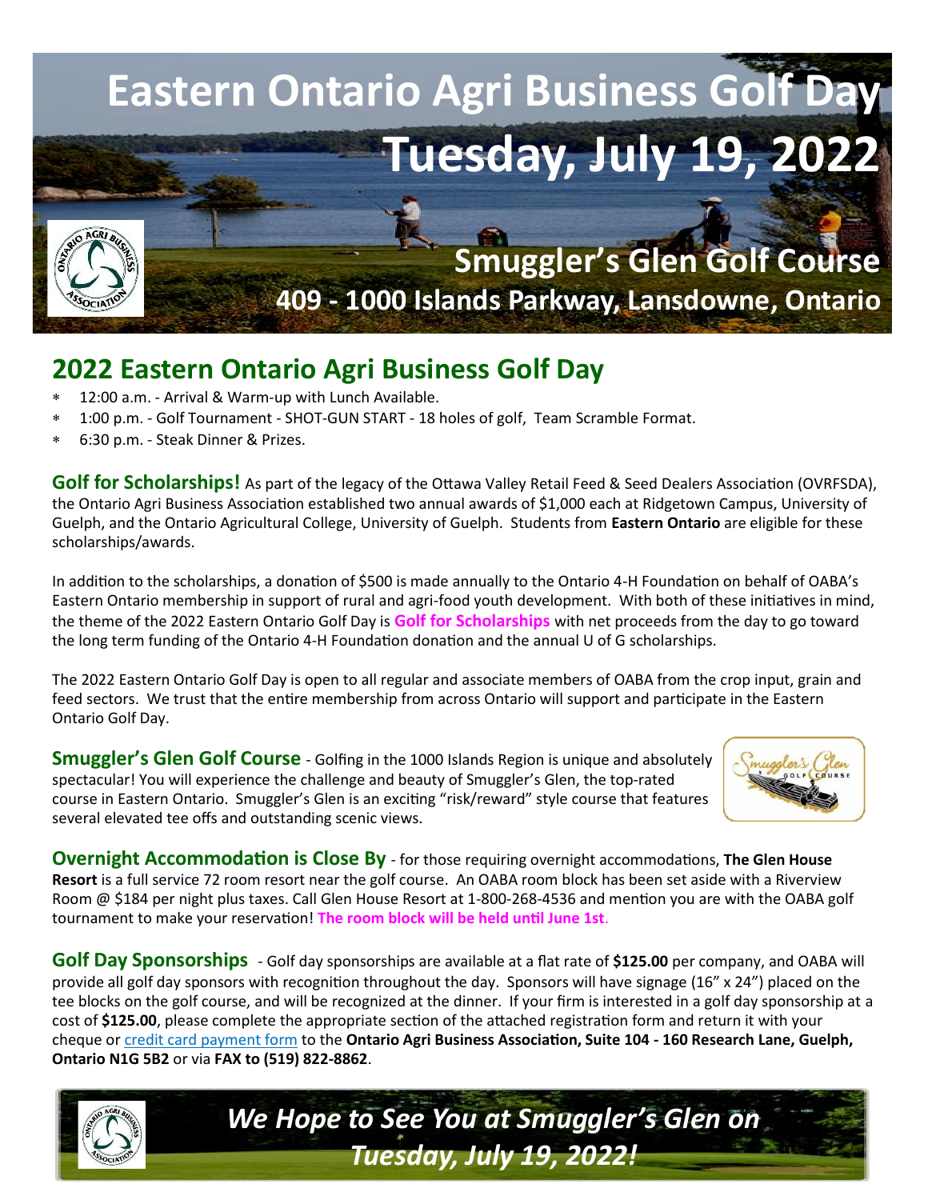# Eastern Ontario Agri Business Golf Day

# Tuesday, July 19, 2022

## Smuggler's Glen Golf Course

### 409 - 1000 Islands Parkway, Lansdowne, Ontario

## 2022 Eastern Ontario Agri Business Golf Day

- 12:00 a.m. - Arrival & Warm-up with Lunch Available.
- 1:00 p.m. - Golf Tournament - SHOT-GUN START - 18 holes of golf, Team Scramble Format.
- 6:30 p.m. - Steak Dinner & Prizes.

**Golf for Scholarships!** As part of the legacy of the Ottawa Valley Retail Feed & Seed Dealers Association (OVRFSDA), the Ontario Agri Business Association established two annual awards of $1,000 each at Ridgetown Campus, University of Guelph, and the Ontario Agricultural College, University of Guelph. Students from **Eastern Ontario** are eligible for these scholarships/awards.

In addition to the scholarships, a donation of $500 is made annually to the Ontario 4-H Foundation on behalf of OABA's Eastern Ontario membership in support of rural and agri-food youth development. With both of these initiatives in mind, the theme of the 2022 Eastern Ontario Golf Day is **Golf for Scholarships** with net proceeds from the day to go toward the long term funding of the Ontario 4-H Foundation donation and the annual U of G scholarships.

The 2022 Eastern Ontario Golf Day is open to all regular and associate members of OABA from the crop input, grain and feed sectors. We trust that the entire membership from across Ontario will support and participate in the Eastern Ontario Golf Day.

**Smuggler's Glen Golf Course** - Golfing in the 1000 Islands Region is unique and absolutely spectacular! You will experience the challenge and beauty of Smuggler's Glen, the top-rated course in Eastern Ontario. Smuggler's Glen is an exciting "risk/reward" style course that features several elevated tee offs and outstanding scenic views.

**Overnight Accommodation is Close By** - for those requiring overnight accommodations, **The Glen House Resort** is a full service 72 room resort near the golf course. An OABA room block has been set aside with a Riverview Room @ $184 per night plus taxes. Call Glen House Resort at 1-800-268-4536 and mention you are with the OABA golf tournament to make your reservation! **The room block will be held until June 1st**.

**Golf Day Sponsorships** - Golf day sponsorships are available at a flat rate of **$125.00** per company, and OABA will provide all golf day sponsors with recognition throughout the day. Sponsors will have signage (16" x 24") placed on the tee blocks on the golf course, and will be recognized at the dinner. If your firm is interested in a golf day sponsorship at a cost of **$125.00**, please complete the appropriate section of the attached registration form and return it with your cheque or credit card payment form to the **Ontario Agri Business Association, Suite 104 - 160 Research Lane, Guelph, Ontario N1G 5B2** or via **FAX to (519) 822-8862**.

*We Hope to See You at Smuggler's Glen on Tuesday, July 19, 2022!*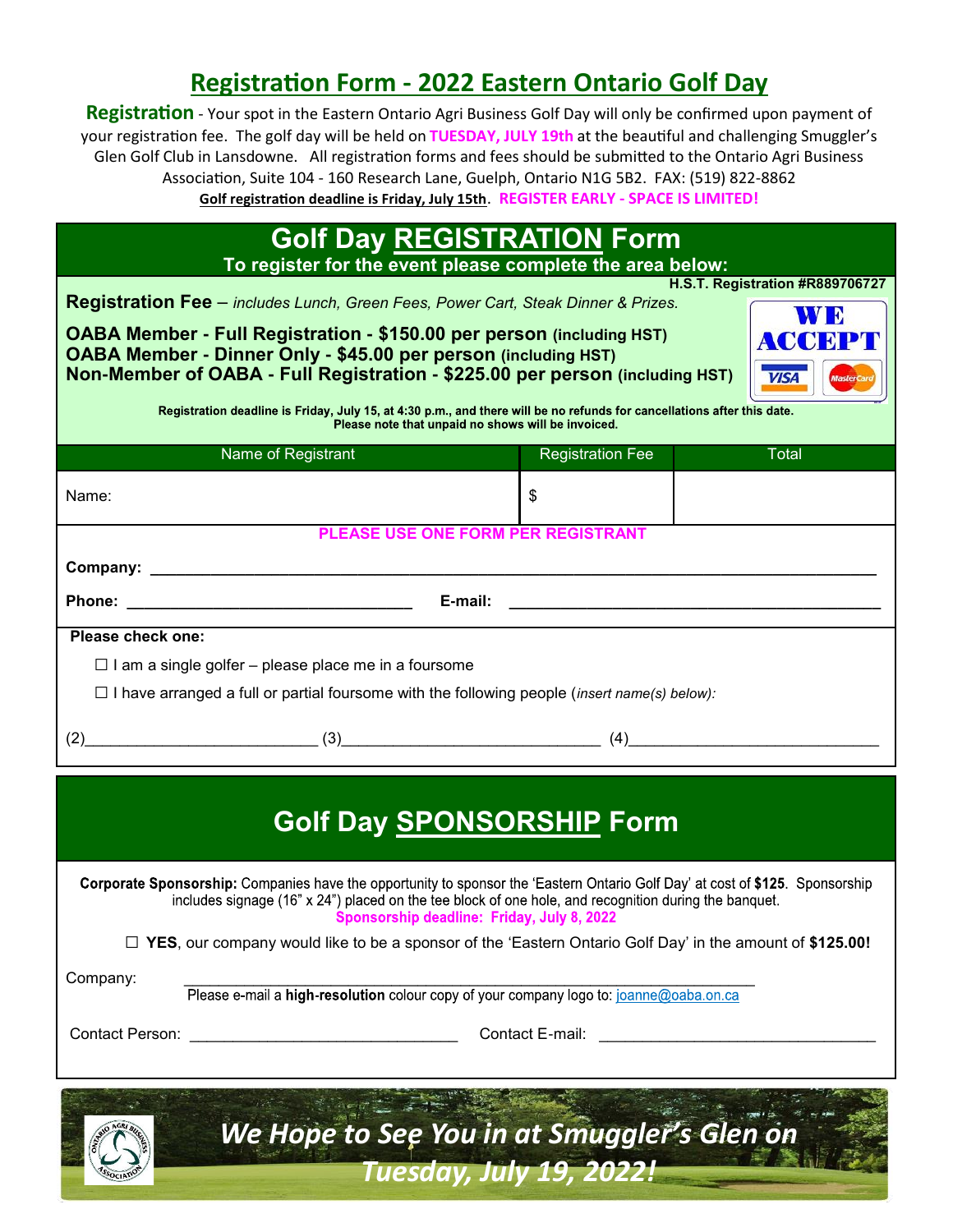# Registration Form - 2022 Eastern Ontario Golf Day

**Registration** - Your spot in the Eastern Ontario Agri Business Golf Day will only be confirmed upon payment of your registration fee. The golf day will be held on **TUESDAY, JULY 19th** at the beautiful and challenging Smuggler's Glen Golf Club in Lansdowne. All registration forms and fees should be submitted to the Ontario Agri Business Association, Suite 104 - 160 Research Lane, Guelph, Ontario N1G 5B2. FAX: (519) 822-8862

**Golf registration deadline is Friday, July 15th**. **REGISTER EARLY - SPACE IS LIMITED!**

## Golf Day REGISTRATION Form

**To register for the event please complete the area below:**

**H.S.T. Registration #R889706727**

**Registration Fee** – *includes Lunch, Green Fees, Power Cart, Steak Dinner & Prizes.*

**OABA Member - Full Registration - $150.00 per person (including HST)**
**OABA Member - Dinner Only - $45.00 per person (including HST)**
**Non-Member of OABA - Full Registration - $225.00 per person (including HST)**

WE ACCEPT VISA MasterCard

**Registration deadline is Friday, July 15, at 4:30 p.m., and there will be no refunds for cancellations after this date. Please note that unpaid no shows will be invoiced.**

| Name of Registrant | Registration Fee | Total |
|---|---|---|
| Name: | $ | |

**PLEASE USE ONE FORM PER REGISTRANT**

**Company:** ______________________________

**Phone:** ______________________________ **E-mail:** ______________________________

**Please check one:**

☐ I am a single golfer – please place me in a foursome

☐ I have arranged a full or partial foursome with the following people (*insert name(s) below):*

(2)__________________________ (3)__________________________ (4)__________________________

## Golf Day SPONSORSHIP Form

**Corporate Sponsorship:** Companies have the opportunity to sponsor the 'Eastern Ontario Golf Day' at cost of **$125**. Sponsorship includes signage (16" x 24") placed on the tee block of one hole, and recognition during the banquet.
**Sponsorship deadline: Friday, July 8, 2022**

☐ **YES**, our company would like to be a sponsor of the 'Eastern Ontario Golf Day' in the amount of **$125.00!**

Company: ______________________________

Please e-mail a **high-resolution** colour copy of your company logo to: joanne@oaba.on.ca

Contact Person: ______________________________ Contact E-mail: ______________________________

*We Hope to See You in at Smuggler's Glen on Tuesday, July 19, 2022!*